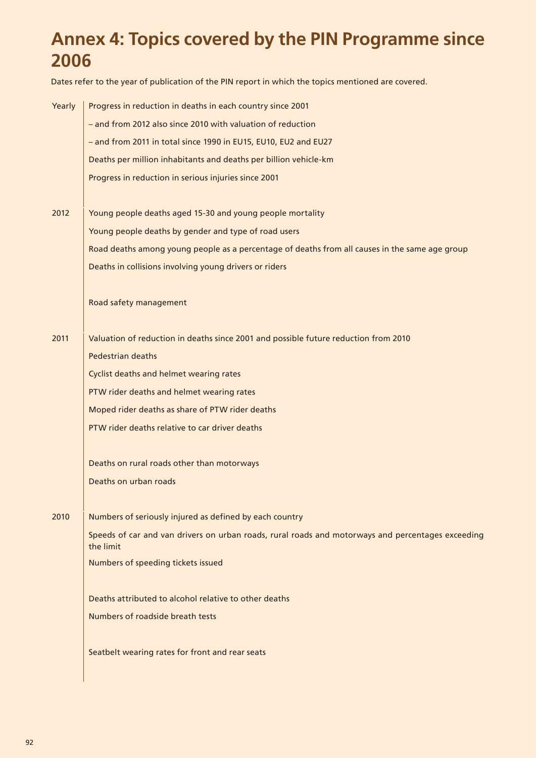# Annex 4: Topics covered by the PIN Programme since 2006

Dates refer to the year of publication of the PIN report in which the topics mentioned are covered.

| | |
|---|---|
| Yearly | Progress in reduction in deaths in each country since 2001 |
| | – and from 2012 also since 2010 with valuation of reduction |
| | – and from 2011 in total since 1990 in EU15, EU10, EU2 and EU27 |
| | Deaths per million inhabitants and deaths per billion vehicle-km |
| | Progress in reduction in serious injuries since 2001 |
| 2012 | Young people deaths aged 15-30 and young people mortality |
| | Young people deaths by gender and type of road users |
| | Road deaths among young people as a percentage of deaths from all causes in the same age group |
| | Deaths in collisions involving young drivers or riders |
| | Road safety management |
| 2011 | Valuation of reduction in deaths since 2001 and possible future reduction from 2010 |
| | Pedestrian deaths |
| | Cyclist deaths and helmet wearing rates |
| | PTW rider deaths and helmet wearing rates |
| | Moped rider deaths as share of PTW rider deaths |
| | PTW rider deaths relative to car driver deaths |
| | Deaths on rural roads other than motorways |
| | Deaths on urban roads |
| 2010 | Numbers of seriously injured as defined by each country |
| | Speeds of car and van drivers on urban roads, rural roads and motorways and percentages exceeding the limit |
| | Numbers of speeding tickets issued |
| | Deaths attributed to alcohol relative to other deaths |
| | Numbers of roadside breath tests |
| | Seatbelt wearing rates for front and rear seats |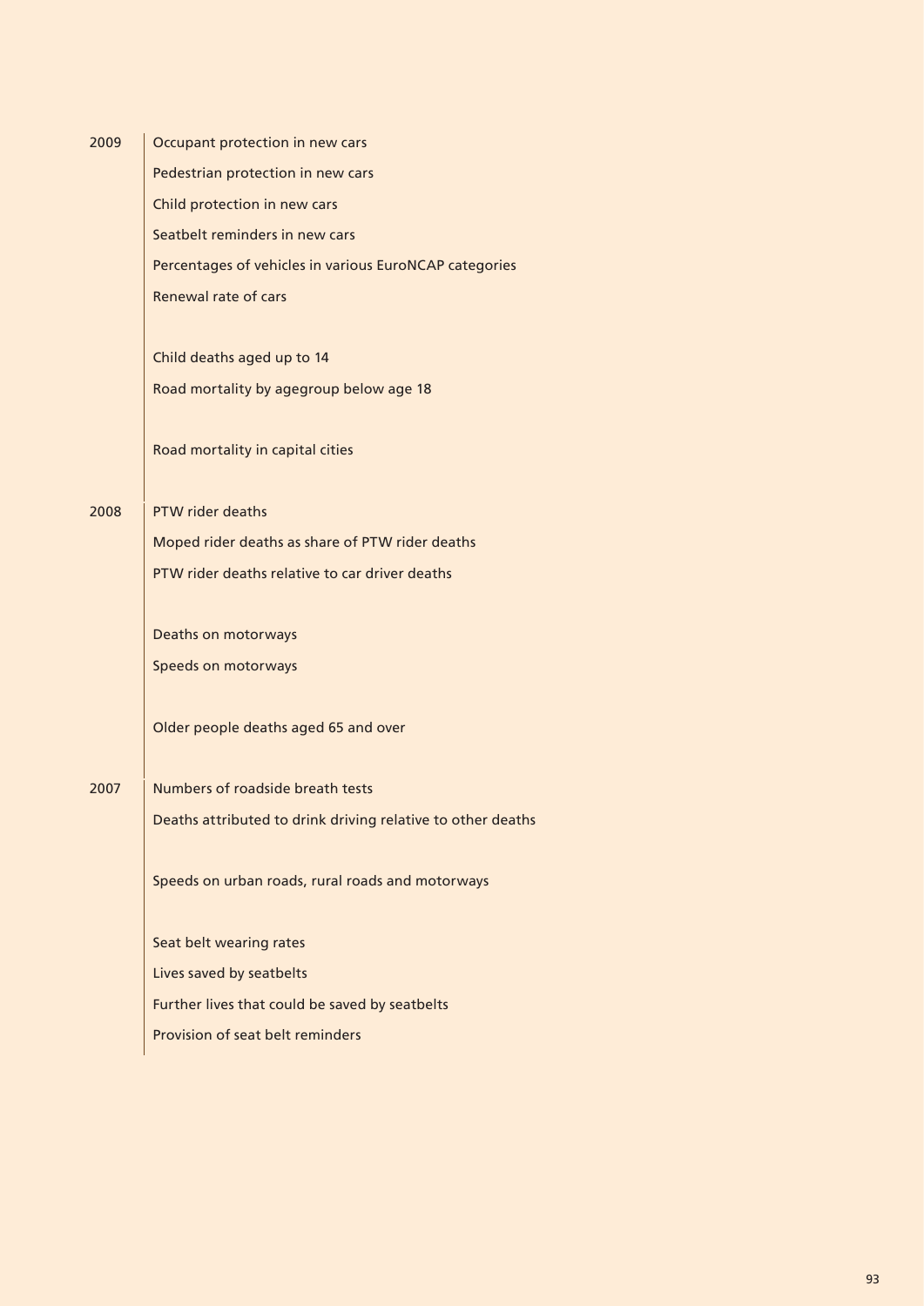2009

Occupant protection in new cars

Pedestrian protection in new cars

Child protection in new cars

Seatbelt reminders in new cars

Percentages of vehicles in various EuroNCAP categories

Renewal rate of cars

Child deaths aged up to 14

Road mortality by agegroup below age 18

Road mortality in capital cities

2008

PTW rider deaths

Moped rider deaths as share of PTW rider deaths

PTW rider deaths relative to car driver deaths

Deaths on motorways

Speeds on motorways

Older people deaths aged 65 and over

2007

Numbers of roadside breath tests

Deaths attributed to drink driving relative to other deaths

Speeds on urban roads, rural roads and motorways

Seat belt wearing rates

Lives saved by seatbelts

Further lives that could be saved by seatbelts

Provision of seat belt reminders